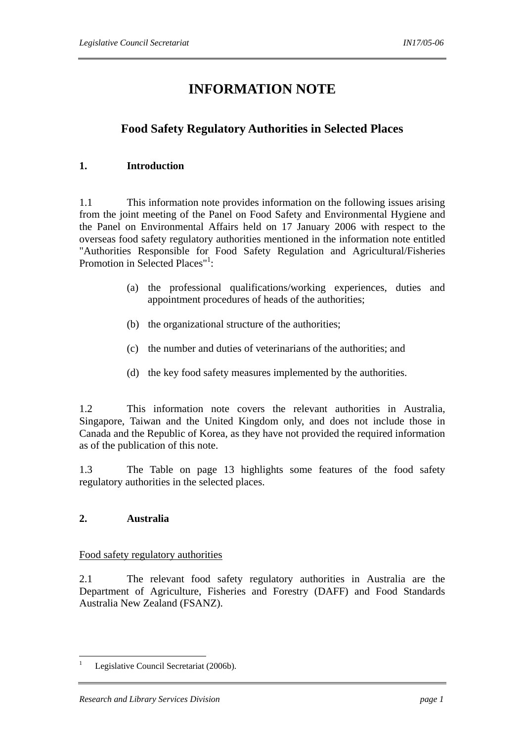# INFORMATION NOTE

## Food Safety Regulatory Authorities in Selected Places

### 1. Introduction

1.1 This information note provides information on the following issues arising from the joint meeting of the Panel on Food Safety and Environmental Hygiene and the Panel on Environmental Affairs held on 17 January 2006 with respect to the overseas food safety regulatory authorities mentioned in the information note entitled "Authorities Responsible for Food Safety Regulation and Agricultural/Fisheries Promotion in Selected Places"[1]:

(a) the professional qualifications/working experiences, duties and appointment procedures of heads of the authorities;

(b) the organizational structure of the authorities;

(c) the number and duties of veterinarians of the authorities; and

(d) the key food safety measures implemented by the authorities.

1.2 This information note covers the relevant authorities in Australia, Singapore, Taiwan and the United Kingdom only, and does not include those in Canada and the Republic of Korea, as they have not provided the required information as of the publication of this note.

1.3 The Table on page 13 highlights some features of the food safety regulatory authorities in the selected places.

### 2. Australia

Food safety regulatory authorities

2.1 The relevant food safety regulatory authorities in Australia are the Department of Agriculture, Fisheries and Forestry (DAFF) and Food Standards Australia New Zealand (FSANZ).

---

[1] Legislative Council Secretariat (2006b).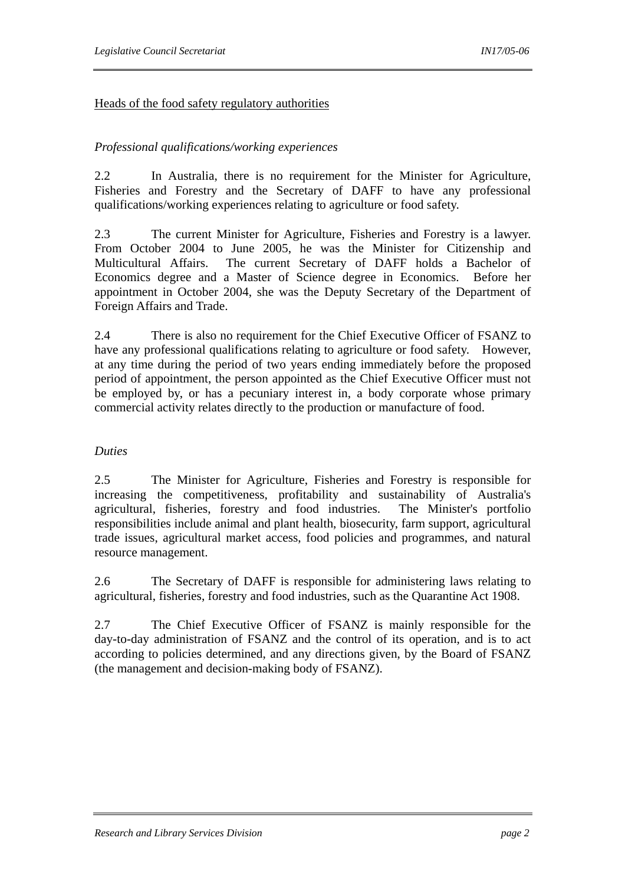<u>Heads of the food safety regulatory authorities</u>

*Professional qualifications/working experiences*

2.2 In Australia, there is no requirement for the Minister for Agriculture, Fisheries and Forestry and the Secretary of DAFF to have any professional qualifications/working experiences relating to agriculture or food safety.

2.3 The current Minister for Agriculture, Fisheries and Forestry is a lawyer. From October 2004 to June 2005, he was the Minister for Citizenship and Multicultural Affairs. The current Secretary of DAFF holds a Bachelor of Economics degree and a Master of Science degree in Economics. Before her appointment in October 2004, she was the Deputy Secretary of the Department of Foreign Affairs and Trade.

2.4 There is also no requirement for the Chief Executive Officer of FSANZ to have any professional qualifications relating to agriculture or food safety. However, at any time during the period of two years ending immediately before the proposed period of appointment, the person appointed as the Chief Executive Officer must not be employed by, or has a pecuniary interest in, a body corporate whose primary commercial activity relates directly to the production or manufacture of food.

*Duties*

2.5 The Minister for Agriculture, Fisheries and Forestry is responsible for increasing the competitiveness, profitability and sustainability of Australia's agricultural, fisheries, forestry and food industries. The Minister's portfolio responsibilities include animal and plant health, biosecurity, farm support, agricultural trade issues, agricultural market access, food policies and programmes, and natural resource management.

2.6 The Secretary of DAFF is responsible for administering laws relating to agricultural, fisheries, forestry and food industries, such as the Quarantine Act 1908.

2.7 The Chief Executive Officer of FSANZ is mainly responsible for the day-to-day administration of FSANZ and the control of its operation, and is to act according to policies determined, and any directions given, by the Board of FSANZ (the management and decision-making body of FSANZ).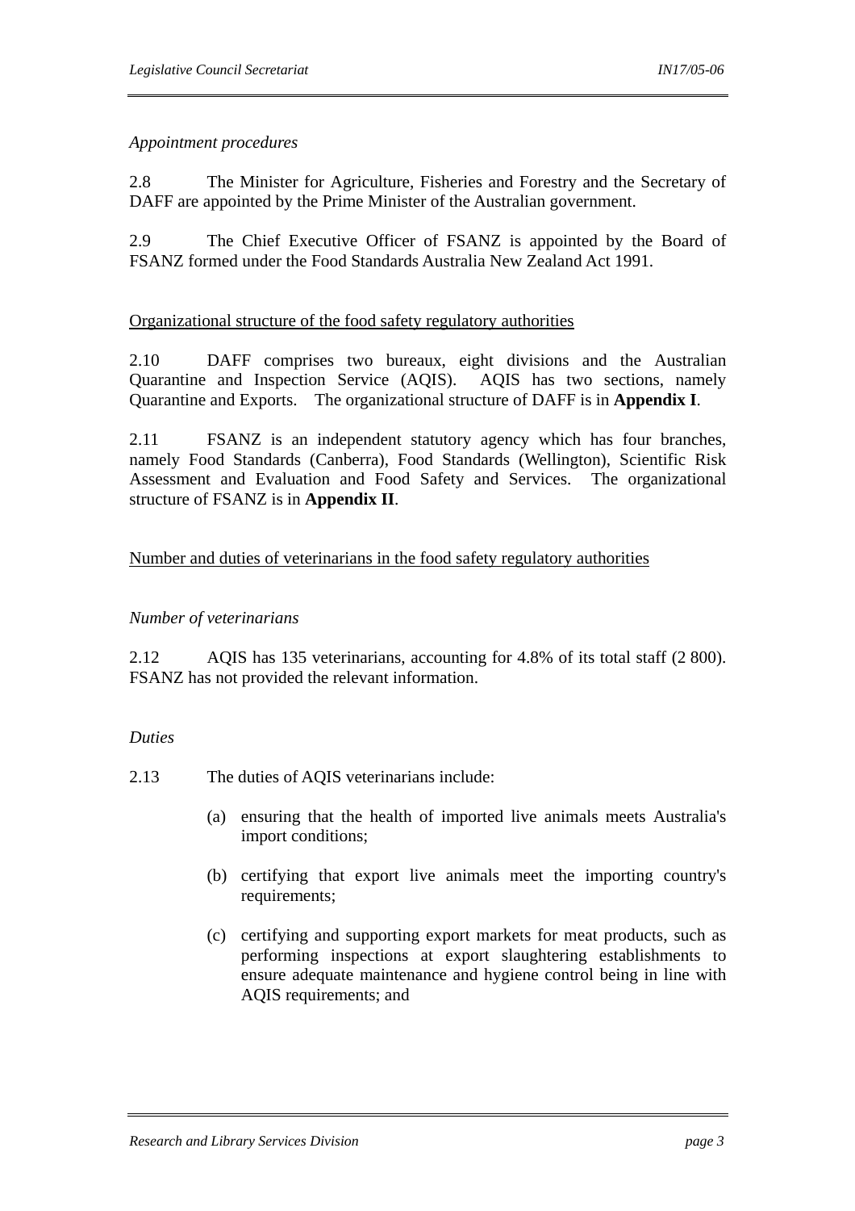*Appointment procedures*

2.8 The Minister for Agriculture, Fisheries and Forestry and the Secretary of DAFF are appointed by the Prime Minister of the Australian government.

2.9 The Chief Executive Officer of FSANZ is appointed by the Board of FSANZ formed under the Food Standards Australia New Zealand Act 1991.

<u>Organizational structure of the food safety regulatory authorities</u>

2.10 DAFF comprises two bureaux, eight divisions and the Australian Quarantine and Inspection Service (AQIS). AQIS has two sections, namely Quarantine and Exports. The organizational structure of DAFF is in **Appendix I**.

2.11 FSANZ is an independent statutory agency which has four branches, namely Food Standards (Canberra), Food Standards (Wellington), Scientific Risk Assessment and Evaluation and Food Safety and Services. The organizational structure of FSANZ is in **Appendix II**.

<u>Number and duties of veterinarians in the food safety regulatory authorities</u>

*Number of veterinarians*

2.12 AQIS has 135 veterinarians, accounting for 4.8% of its total staff (2 800). FSANZ has not provided the relevant information.

*Duties*

2.13 The duties of AQIS veterinarians include:

(a) ensuring that the health of imported live animals meets Australia's import conditions;

(b) certifying that export live animals meet the importing country's requirements;

(c) certifying and supporting export markets for meat products, such as performing inspections at export slaughtering establishments to ensure adequate maintenance and hygiene control being in line with AQIS requirements; and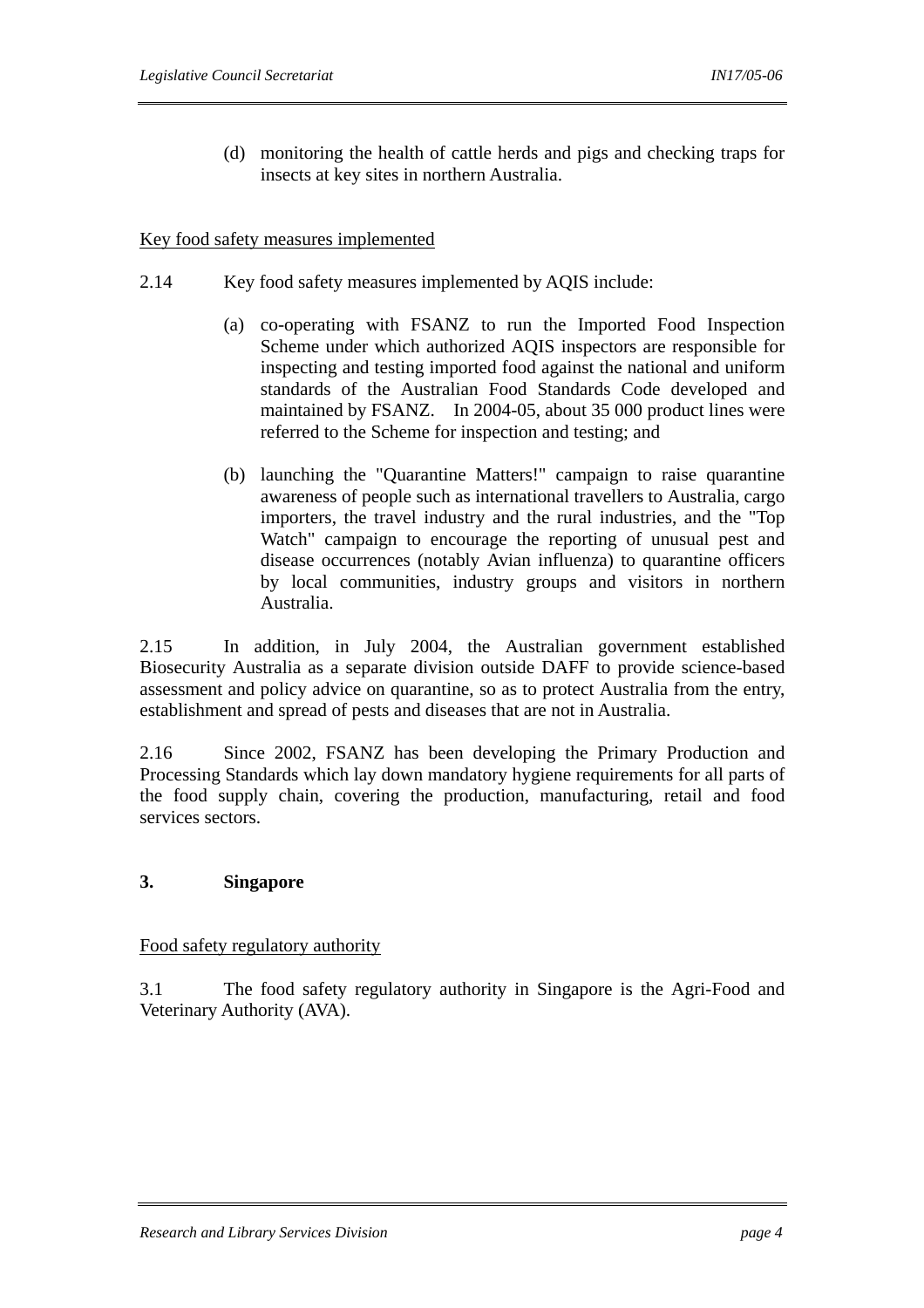(d) monitoring the health of cattle herds and pigs and checking traps for insects at key sites in northern Australia.

Key food safety measures implemented

2.14 Key food safety measures implemented by AQIS include:

(a) co-operating with FSANZ to run the Imported Food Inspection Scheme under which authorized AQIS inspectors are responsible for inspecting and testing imported food against the national and uniform standards of the Australian Food Standards Code developed and maintained by FSANZ. In 2004-05, about 35 000 product lines were referred to the Scheme for inspection and testing; and

(b) launching the "Quarantine Matters!" campaign to raise quarantine awareness of people such as international travellers to Australia, cargo importers, the travel industry and the rural industries, and the "Top Watch" campaign to encourage the reporting of unusual pest and disease occurrences (notably Avian influenza) to quarantine officers by local communities, industry groups and visitors in northern Australia.

2.15 In addition, in July 2004, the Australian government established Biosecurity Australia as a separate division outside DAFF to provide science-based assessment and policy advice on quarantine, so as to protect Australia from the entry, establishment and spread of pests and diseases that are not in Australia.

2.16 Since 2002, FSANZ has been developing the Primary Production and Processing Standards which lay down mandatory hygiene requirements for all parts of the food supply chain, covering the production, manufacturing, retail and food services sectors.

## 3. Singapore

Food safety regulatory authority

3.1 The food safety regulatory authority in Singapore is the Agri-Food and Veterinary Authority (AVA).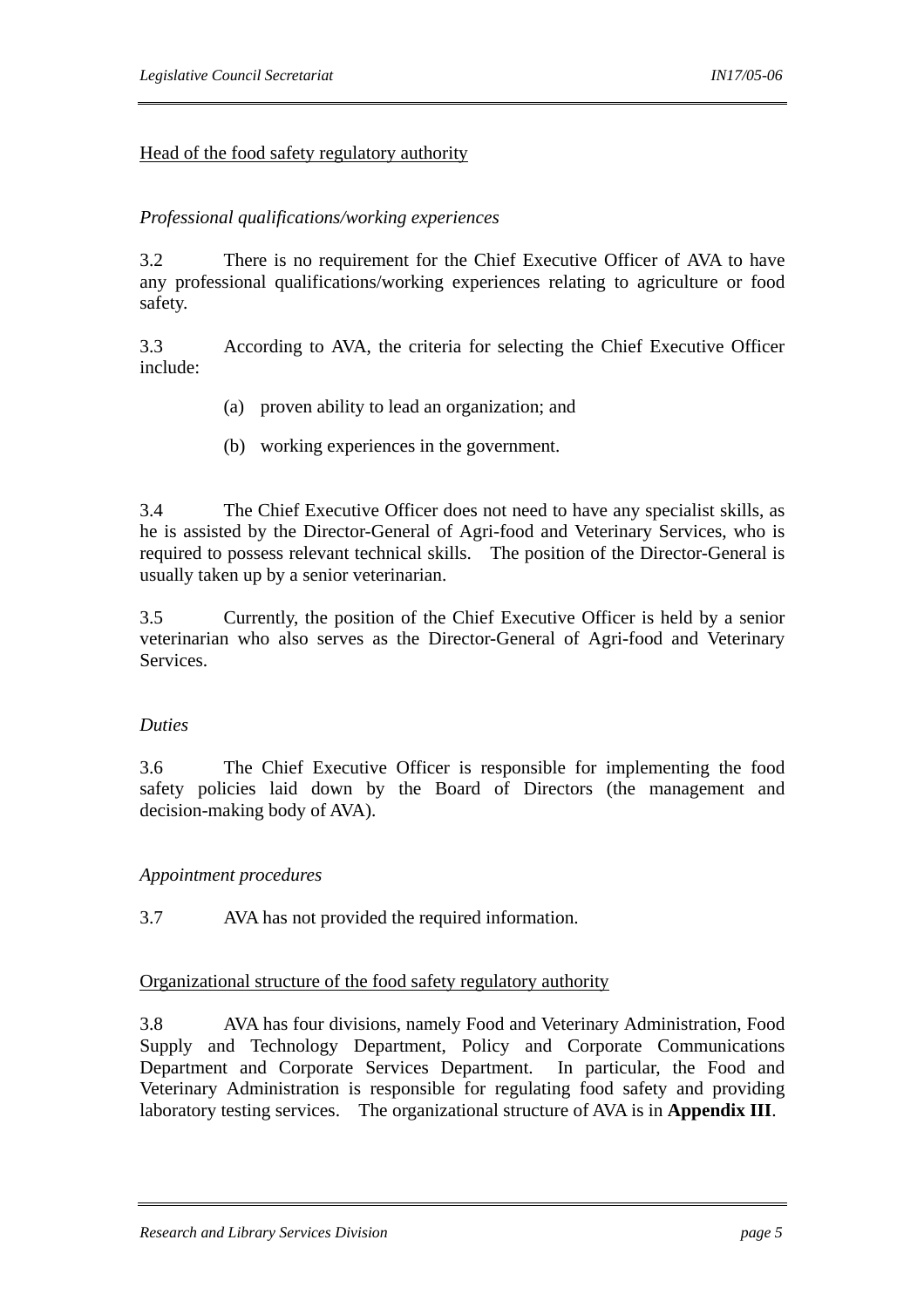<u>Head of the food safety regulatory authority</u>

*Professional qualifications/working experiences*

3.2 There is no requirement for the Chief Executive Officer of AVA to have any professional qualifications/working experiences relating to agriculture or food safety.

3.3 According to AVA, the criteria for selecting the Chief Executive Officer include:

(a) proven ability to lead an organization; and

(b) working experiences in the government.

3.4 The Chief Executive Officer does not need to have any specialist skills, as he is assisted by the Director-General of Agri-food and Veterinary Services, who is required to possess relevant technical skills. The position of the Director-General is usually taken up by a senior veterinarian.

3.5 Currently, the position of the Chief Executive Officer is held by a senior veterinarian who also serves as the Director-General of Agri-food and Veterinary Services.

*Duties*

3.6 The Chief Executive Officer is responsible for implementing the food safety policies laid down by the Board of Directors (the management and decision-making body of AVA).

*Appointment procedures*

3.7 AVA has not provided the required information.

<u>Organizational structure of the food safety regulatory authority</u>

3.8 AVA has four divisions, namely Food and Veterinary Administration, Food Supply and Technology Department, Policy and Corporate Communications Department and Corporate Services Department. In particular, the Food and Veterinary Administration is responsible for regulating food safety and providing laboratory testing services. The organizational structure of AVA is in **Appendix III**.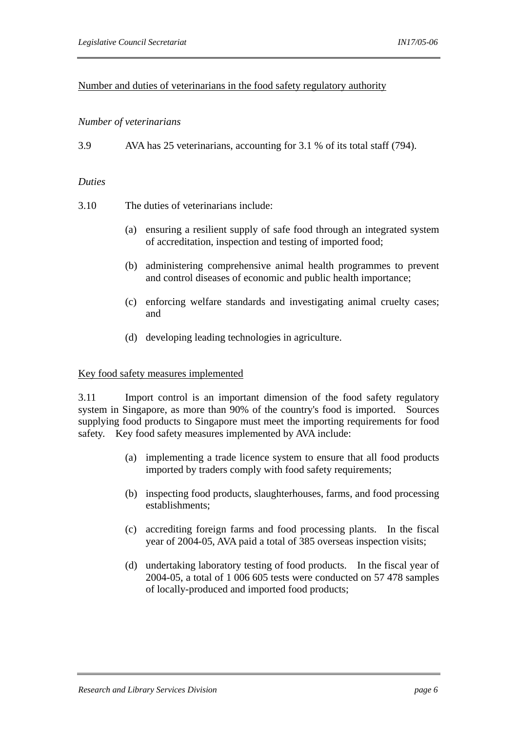Number and duties of veterinarians in the food safety regulatory authority

*Number of veterinarians*

3.9 AVA has 25 veterinarians, accounting for 3.1 % of its total staff (794).

*Duties*

3.10 The duties of veterinarians include:

(a) ensuring a resilient supply of safe food through an integrated system of accreditation, inspection and testing of imported food;

(b) administering comprehensive animal health programmes to prevent and control diseases of economic and public health importance;

(c) enforcing welfare standards and investigating animal cruelty cases; and

(d) developing leading technologies in agriculture.

Key food safety measures implemented

3.11 Import control is an important dimension of the food safety regulatory system in Singapore, as more than 90% of the country's food is imported. Sources supplying food products to Singapore must meet the importing requirements for food safety. Key food safety measures implemented by AVA include:

(a) implementing a trade licence system to ensure that all food products imported by traders comply with food safety requirements;

(b) inspecting food products, slaughterhouses, farms, and food processing establishments;

(c) accrediting foreign farms and food processing plants. In the fiscal year of 2004-05, AVA paid a total of 385 overseas inspection visits;

(d) undertaking laboratory testing of food products. In the fiscal year of 2004-05, a total of 1 006 605 tests were conducted on 57 478 samples of locally-produced and imported food products;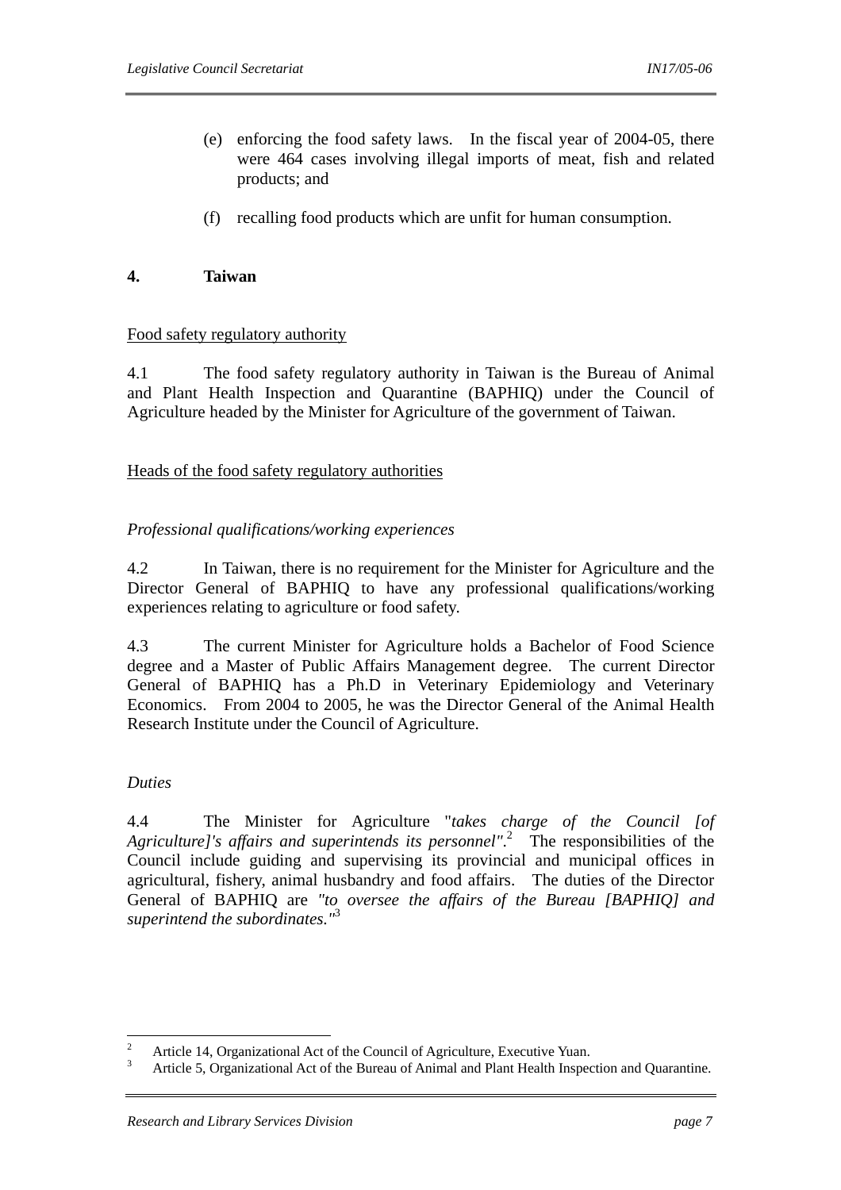(e) enforcing the food safety laws. In the fiscal year of 2004-05, there were 464 cases involving illegal imports of meat, fish and related products; and

(f) recalling food products which are unfit for human consumption.

## 4. Taiwan

Food safety regulatory authority

4.1 The food safety regulatory authority in Taiwan is the Bureau of Animal and Plant Health Inspection and Quarantine (BAPHIQ) under the Council of Agriculture headed by the Minister for Agriculture of the government of Taiwan.

Heads of the food safety regulatory authorities

*Professional qualifications/working experiences*

4.2 In Taiwan, there is no requirement for the Minister for Agriculture and the Director General of BAPHIQ to have any professional qualifications/working experiences relating to agriculture or food safety.

4.3 The current Minister for Agriculture holds a Bachelor of Food Science degree and a Master of Public Affairs Management degree. The current Director General of BAPHIQ has a Ph.D in Veterinary Epidemiology and Veterinary Economics. From 2004 to 2005, he was the Director General of the Animal Health Research Institute under the Council of Agriculture.

*Duties*

4.4 The Minister for Agriculture "*takes charge of the Council [of Agriculture]'s affairs and superintends its personnel"*.[2] The responsibilities of the Council include guiding and supervising its provincial and municipal offices in agricultural, fishery, animal husbandry and food affairs. The duties of the Director General of BAPHIQ are *"to oversee the affairs of the Bureau [BAPHIQ] and superintend the subordinates."*[3]

---

[2] Article 14, Organizational Act of the Council of Agriculture, Executive Yuan.

[3] Article 5, Organizational Act of the Bureau of Animal and Plant Health Inspection and Quarantine.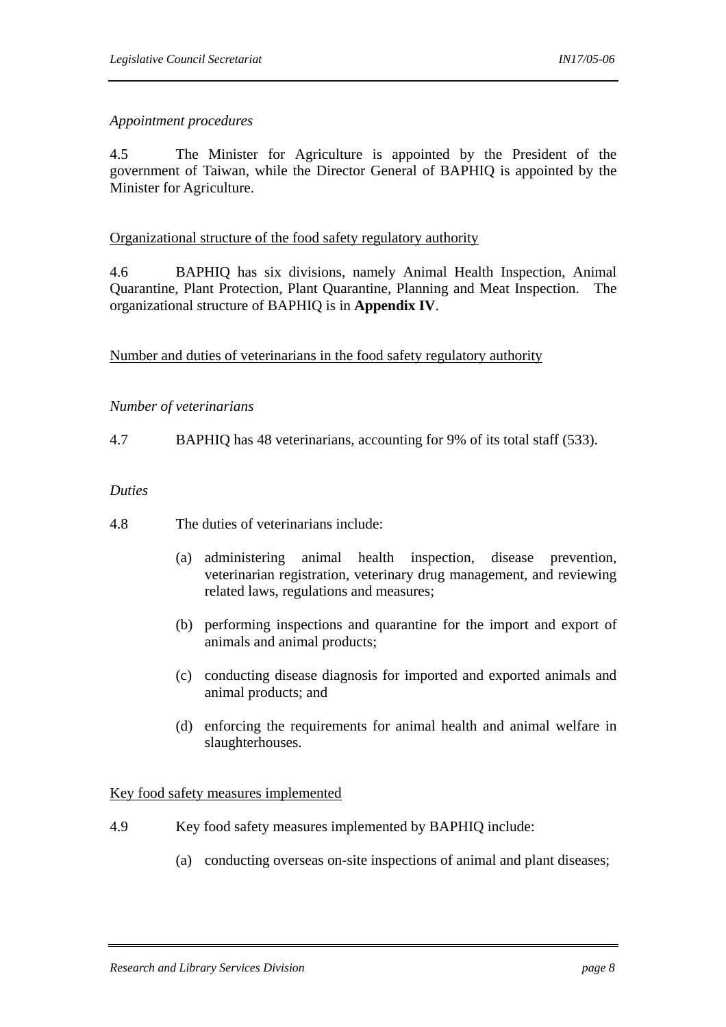*Appointment procedures*

4.5 The Minister for Agriculture is appointed by the President of the government of Taiwan, while the Director General of BAPHIQ is appointed by the Minister for Agriculture.

<u>Organizational structure of the food safety regulatory authority</u>

4.6 BAPHIQ has six divisions, namely Animal Health Inspection, Animal Quarantine, Plant Protection, Plant Quarantine, Planning and Meat Inspection. The organizational structure of BAPHIQ is in **Appendix IV**.

<u>Number and duties of veterinarians in the food safety regulatory authority</u>

*Number of veterinarians*

4.7 BAPHIQ has 48 veterinarians, accounting for 9% of its total staff (533).

*Duties*

4.8 The duties of veterinarians include:

(a) administering animal health inspection, disease prevention, veterinarian registration, veterinary drug management, and reviewing related laws, regulations and measures;

(b) performing inspections and quarantine for the import and export of animals and animal products;

(c) conducting disease diagnosis for imported and exported animals and animal products; and

(d) enforcing the requirements for animal health and animal welfare in slaughterhouses.

<u>Key food safety measures implemented</u>

4.9 Key food safety measures implemented by BAPHIQ include:

(a) conducting overseas on-site inspections of animal and plant diseases;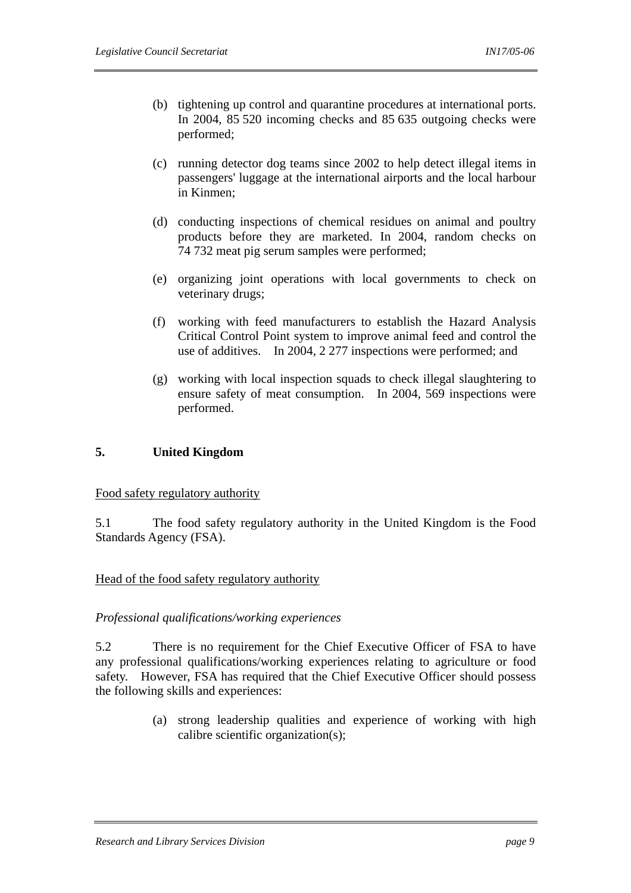(b) tightening up control and quarantine procedures at international ports. In 2004, 85 520 incoming checks and 85 635 outgoing checks were performed;

(c) running detector dog teams since 2002 to help detect illegal items in passengers' luggage at the international airports and the local harbour in Kinmen;

(d) conducting inspections of chemical residues on animal and poultry products before they are marketed. In 2004, random checks on 74 732 meat pig serum samples were performed;

(e) organizing joint operations with local governments to check on veterinary drugs;

(f) working with feed manufacturers to establish the Hazard Analysis Critical Control Point system to improve animal feed and control the use of additives. In 2004, 2 277 inspections were performed; and

(g) working with local inspection squads to check illegal slaughtering to ensure safety of meat consumption. In 2004, 569 inspections were performed.

## 5. United Kingdom

Food safety regulatory authority

5.1 The food safety regulatory authority in the United Kingdom is the Food Standards Agency (FSA).

Head of the food safety regulatory authority

*Professional qualifications/working experiences*

5.2 There is no requirement for the Chief Executive Officer of FSA to have any professional qualifications/working experiences relating to agriculture or food safety. However, FSA has required that the Chief Executive Officer should possess the following skills and experiences:

(a) strong leadership qualities and experience of working with high calibre scientific organization(s);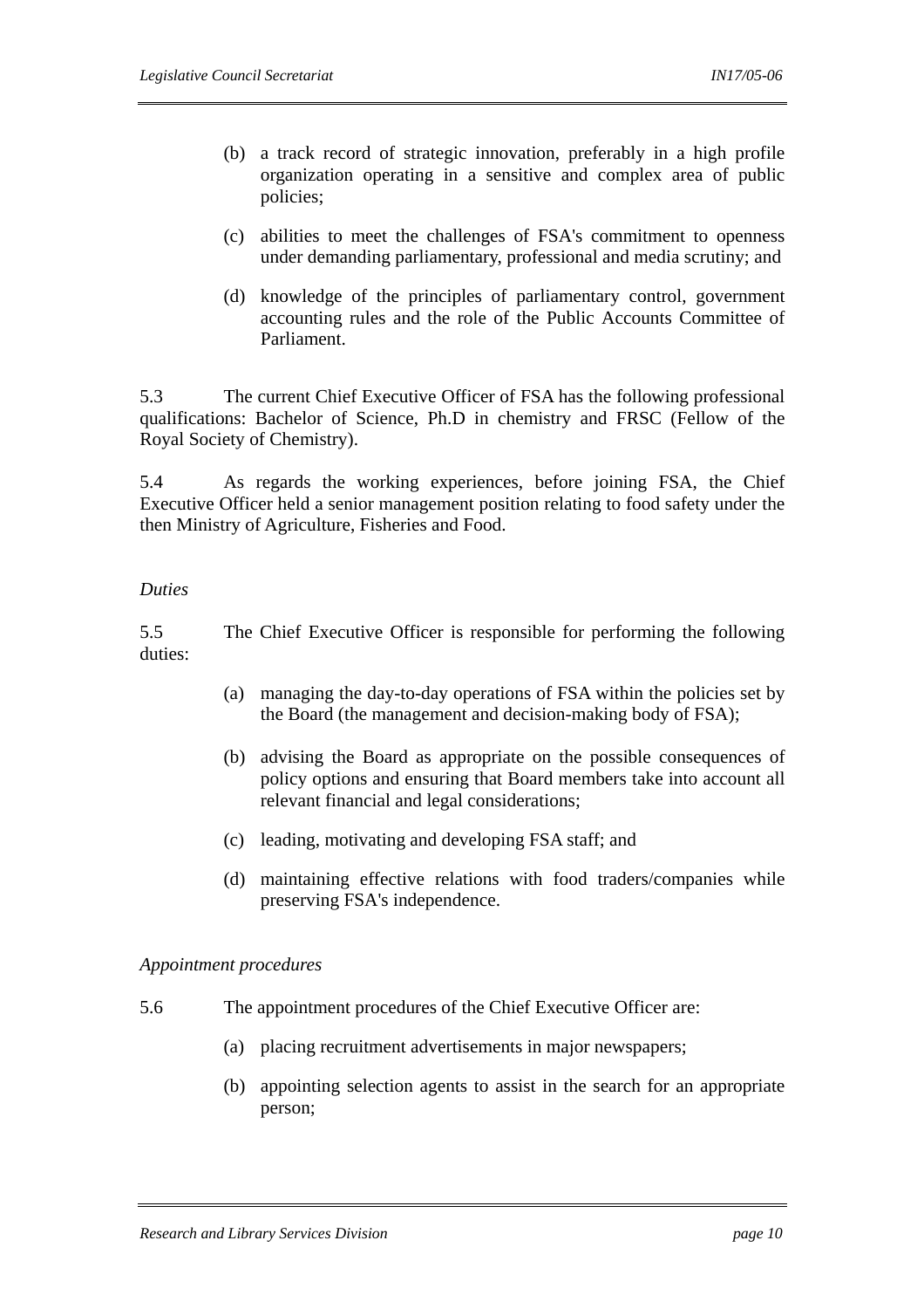(b) a track record of strategic innovation, preferably in a high profile organization operating in a sensitive and complex area of public policies;

(c) abilities to meet the challenges of FSA's commitment to openness under demanding parliamentary, professional and media scrutiny; and

(d) knowledge of the principles of parliamentary control, government accounting rules and the role of the Public Accounts Committee of Parliament.

5.3 The current Chief Executive Officer of FSA has the following professional qualifications: Bachelor of Science, Ph.D in chemistry and FRSC (Fellow of the Royal Society of Chemistry).

5.4 As regards the working experiences, before joining FSA, the Chief Executive Officer held a senior management position relating to food safety under the then Ministry of Agriculture, Fisheries and Food.

*Duties*

5.5 The Chief Executive Officer is responsible for performing the following duties:

(a) managing the day-to-day operations of FSA within the policies set by the Board (the management and decision-making body of FSA);

(b) advising the Board as appropriate on the possible consequences of policy options and ensuring that Board members take into account all relevant financial and legal considerations;

(c) leading, motivating and developing FSA staff; and

(d) maintaining effective relations with food traders/companies while preserving FSA's independence.

*Appointment procedures*

5.6 The appointment procedures of the Chief Executive Officer are:

(a) placing recruitment advertisements in major newspapers;

(b) appointing selection agents to assist in the search for an appropriate person;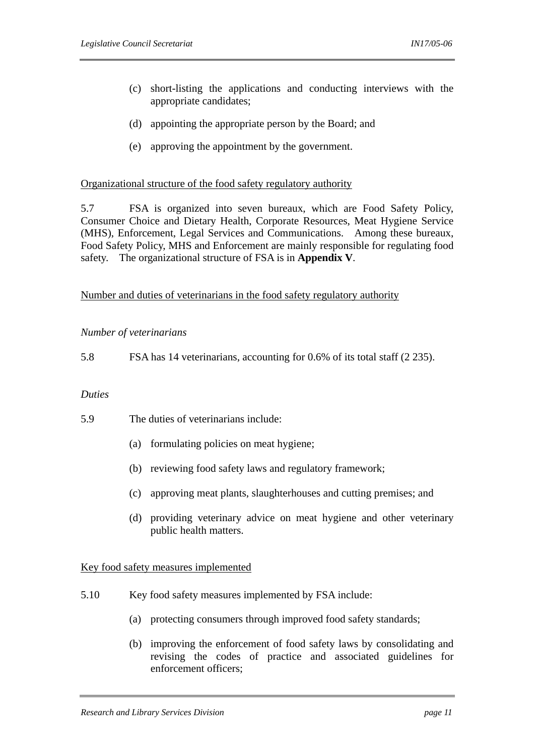(c) short-listing the applications and conducting interviews with the appropriate candidates;

(d) appointing the appropriate person by the Board; and

(e) approving the appointment by the government.

Organizational structure of the food safety regulatory authority

5.7 FSA is organized into seven bureaux, which are Food Safety Policy, Consumer Choice and Dietary Health, Corporate Resources, Meat Hygiene Service (MHS), Enforcement, Legal Services and Communications. Among these bureaux, Food Safety Policy, MHS and Enforcement are mainly responsible for regulating food safety. The organizational structure of FSA is in **Appendix V**.

Number and duties of veterinarians in the food safety regulatory authority

*Number of veterinarians*

5.8 FSA has 14 veterinarians, accounting for 0.6% of its total staff (2 235).

*Duties*

5.9 The duties of veterinarians include:

(a) formulating policies on meat hygiene;

(b) reviewing food safety laws and regulatory framework;

(c) approving meat plants, slaughterhouses and cutting premises; and

(d) providing veterinary advice on meat hygiene and other veterinary public health matters.

Key food safety measures implemented

5.10 Key food safety measures implemented by FSA include:

(a) protecting consumers through improved food safety standards;

(b) improving the enforcement of food safety laws by consolidating and revising the codes of practice and associated guidelines for enforcement officers;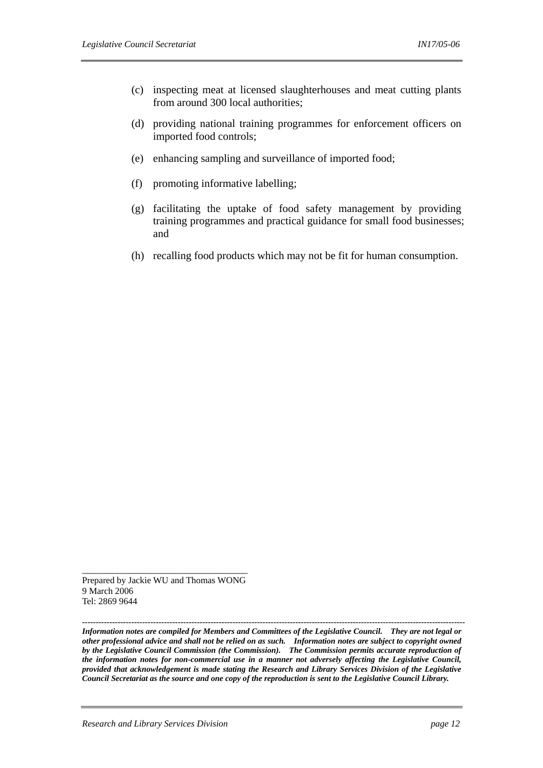(c) inspecting meat at licensed slaughterhouses and meat cutting plants from around 300 local authorities;

(d) providing national training programmes for enforcement officers on imported food controls;

(e) enhancing sampling and surveillance of imported food;

(f) promoting informative labelling;

(g) facilitating the uptake of food safety management by providing training programmes and practical guidance for small food businesses; and

(h) recalling food products which may not be fit for human consumption.

---

Prepared by Jackie WU and Thomas WONG
9 March 2006
Tel: 2869 9644

---

***Information notes are compiled for Members and Committees of the Legislative Council. They are not legal or other professional advice and shall not be relied on as such. Information notes are subject to copyright owned by the Legislative Council Commission (the Commission). The Commission permits accurate reproduction of the information notes for non-commercial use in a manner not adversely affecting the Legislative Council, provided that acknowledgement is made stating the Research and Library Services Division of the Legislative Council Secretariat as the source and one copy of the reproduction is sent to the Legislative Council Library.***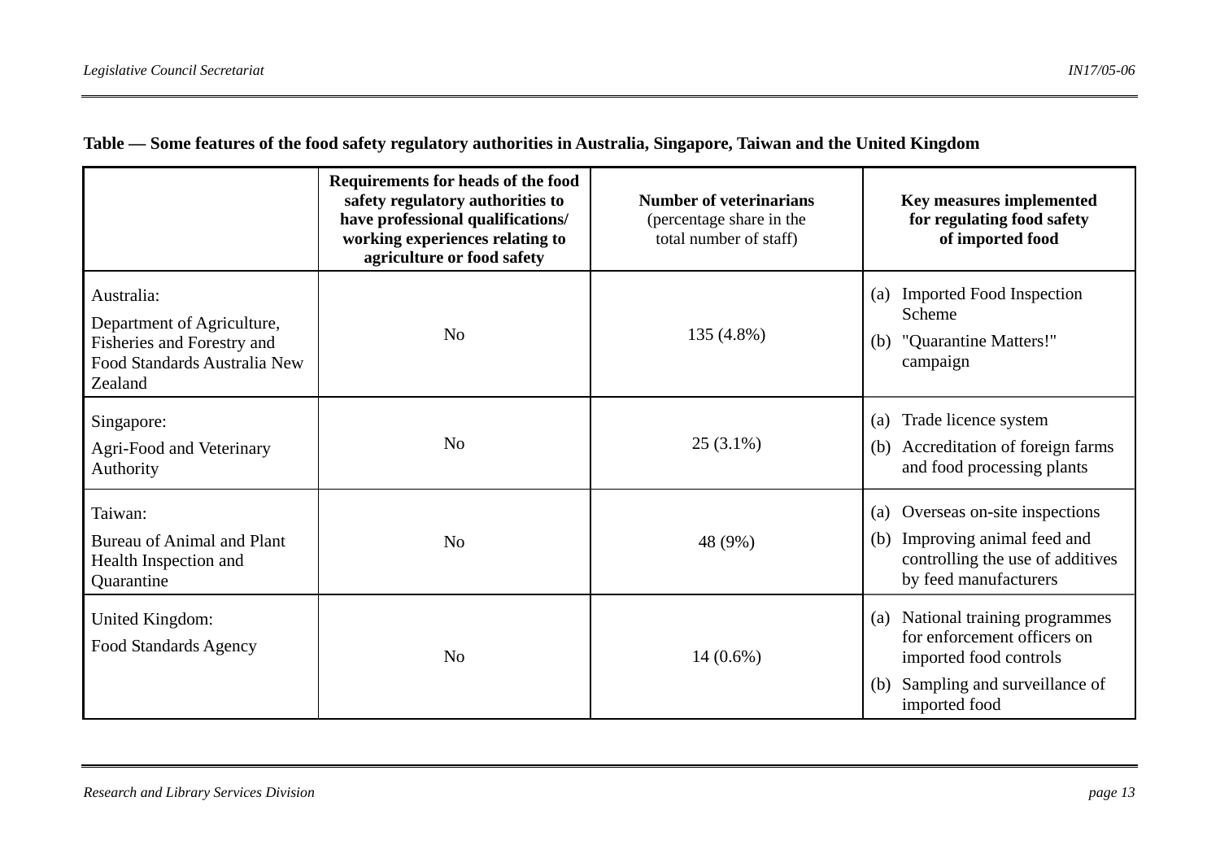**Table — Some features of the food safety regulatory authorities in Australia, Singapore, Taiwan and the United Kingdom**

| | **Requirements for heads of the food safety regulatory authorities to have professional qualifications/ working experiences relating to agriculture or food safety** | **Number of veterinarians** (percentage share in the total number of staff) | **Key measures implemented for regulating food safety of imported food** |
|---|---|---|---|
| Australia:<br>Department of Agriculture, Fisheries and Forestry and Food Standards Australia New Zealand | No | 135 (4.8%) | (a) Imported Food Inspection Scheme<br>(b) "Quarantine Matters!" campaign |
| Singapore:<br>Agri-Food and Veterinary Authority | No | 25 (3.1%) | (a) Trade licence system<br>(b) Accreditation of foreign farms and food processing plants |
| Taiwan:<br>Bureau of Animal and Plant Health Inspection and Quarantine | No | 48 (9%) | (a) Overseas on-site inspections<br>(b) Improving animal feed and controlling the use of additives by feed manufacturers |
| United Kingdom:<br>Food Standards Agency | No | 14 (0.6%) | (a) National training programmes for enforcement officers on imported food controls<br>(b) Sampling and surveillance of imported food |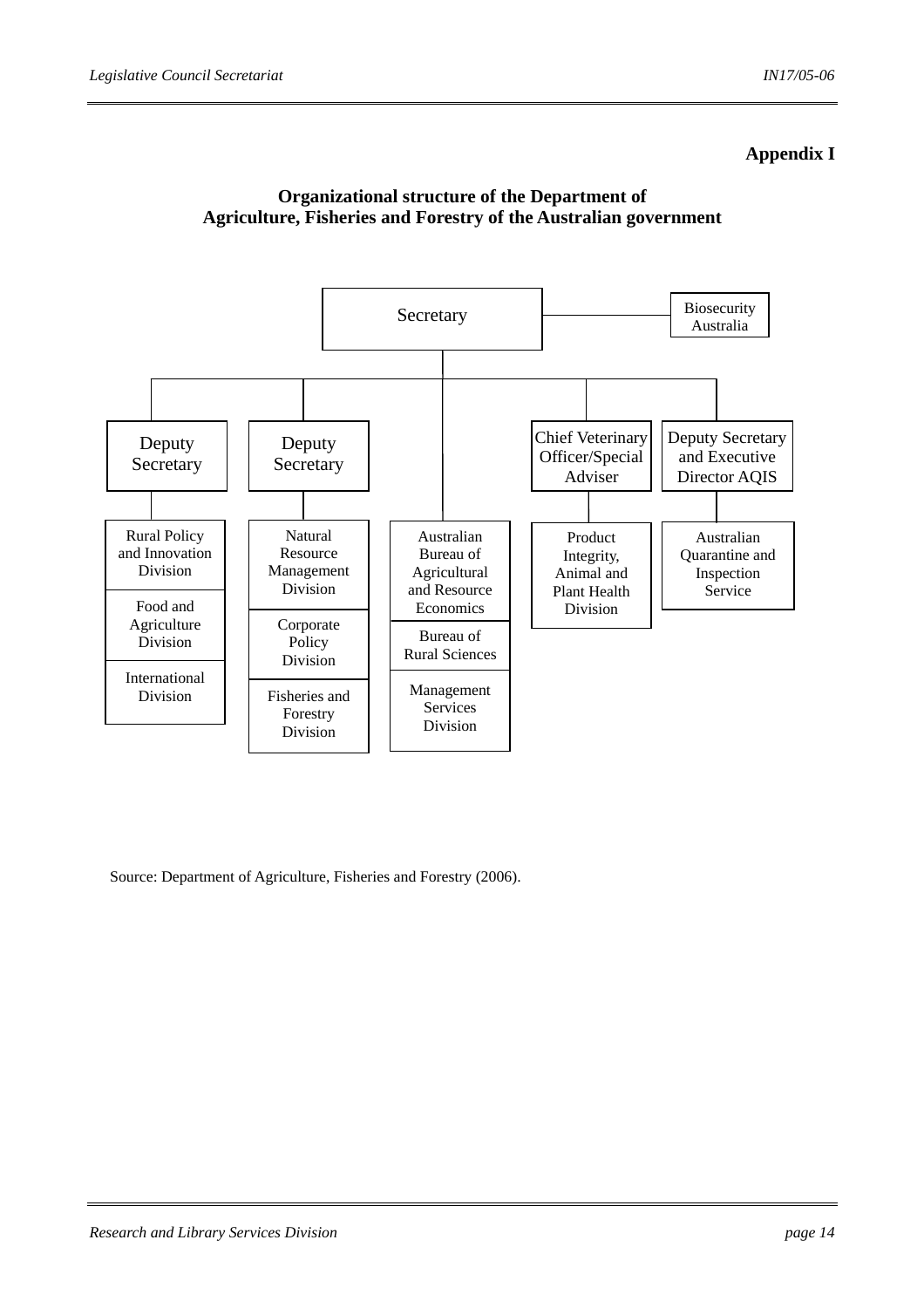**Appendix I**

## Organizational structure of the Department of Agriculture, Fisheries and Forestry of the Australian government

- Secretary
  - Biosecurity Australia
  - Deputy Secretary
    - Rural Policy and Innovation Division
    - Food and Agriculture Division
    - International Division
  - Deputy Secretary
    - Natural Resource Management Division
    - Corporate Policy Division
    - Fisheries and Forestry Division
  - Australian Bureau of Agricultural and Resource Economics
  - Bureau of Rural Sciences
  - Management Services Division
  - Chief Veterinary Officer/Special Adviser
    - Product Integrity, Animal and Plant Health Division
  - Deputy Secretary and Executive Director AQIS
    - Australian Quarantine and Inspection Service

Source: Department of Agriculture, Fisheries and Forestry (2006).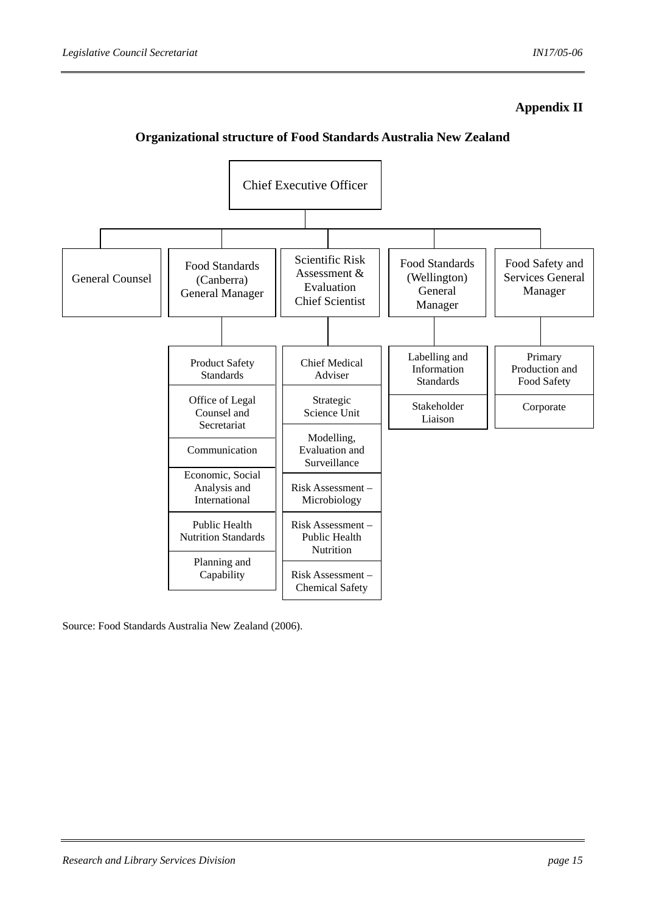**Appendix II**

## Organizational structure of Food Standards Australia New Zealand

- **Chief Executive Officer**
  - General Counsel
  - Food Standards (Canberra) General Manager
    - Product Safety Standards
    - Office of Legal Counsel and Secretariat
    - Communication
    - Economic, Social Analysis and International
    - Public Health Nutrition Standards
    - Planning and Capability
  - Scientific Risk Assessment & Evaluation Chief Scientist
    - Chief Medical Adviser
    - Strategic Science Unit
    - Modelling, Evaluation and Surveillance
    - Risk Assessment – Microbiology
    - Risk Assessment – Public Health Nutrition
    - Risk Assessment – Chemical Safety
  - Food Standards (Wellington) General Manager
    - Labelling and Information Standards
    - Stakeholder Liaison
  - Food Safety and Services General Manager
    - Primary Production and Food Safety
    - Corporate

Source: Food Standards Australia New Zealand (2006).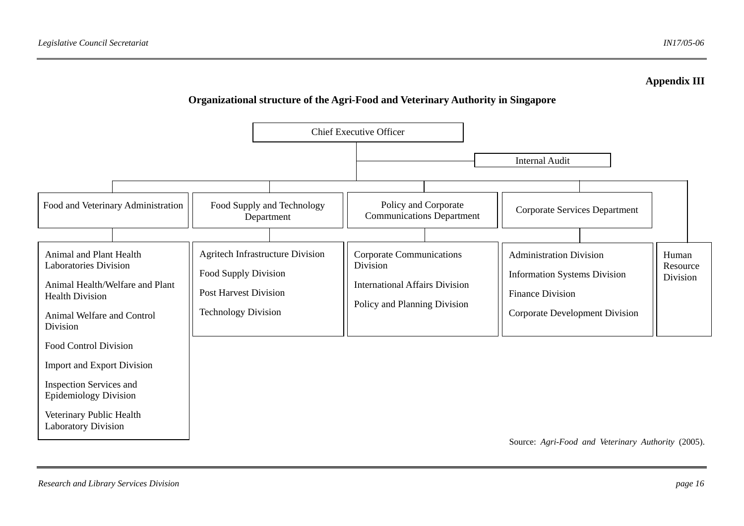**Appendix III**

**Organizational structure of the Agri-Food and Veterinary Authority in Singapore**

- **Chief Executive Officer**
  - Internal Audit
  - **Food and Veterinary Administration**
    - Animal and Plant Health Laboratories Division
    - Animal Health/Welfare and Plant Health Division
    - Animal Welfare and Control Division
    - Food Control Division
    - Import and Export Division
    - Inspection Services and Epidemiology Division
    - Veterinary Public Health Laboratory Division
  - **Food Supply and Technology Department**
    - Agritech Infrastructure Division
    - Food Supply Division
    - Post Harvest Division
    - Technology Division
  - **Policy and Corporate Communications Department**
    - Corporate Communications Division
    - International Affairs Division
    - Policy and Planning Division
  - **Corporate Services Department**
    - Administration Division
    - Information Systems Division
    - Finance Division
    - Corporate Development Division
  - **Human Resource Division**

Source: *Agri-Food and Veterinary Authority* (2005).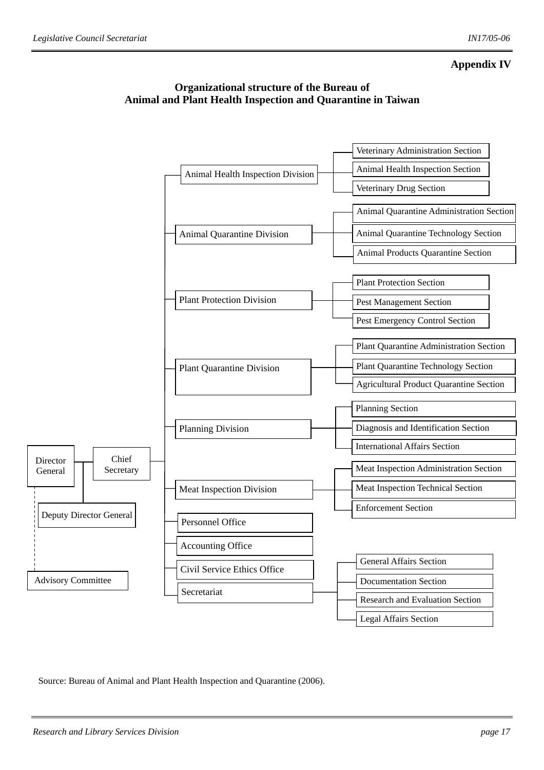**Appendix IV**

## Organizational structure of the Bureau of Animal and Plant Health Inspection and Quarantine in Taiwan

- Director General
  - Deputy Director General
  - Advisory Committee
  - Chief Secretary
    - Animal Health Inspection Division
      - Veterinary Administration Section
      - Animal Health Inspection Section
      - Veterinary Drug Section
    - Animal Quarantine Division
      - Animal Quarantine Administration Section
      - Animal Quarantine Technology Section
      - Animal Products Quarantine Section
    - Plant Protection Division
      - Plant Protection Section
      - Pest Management Section
      - Pest Emergency Control Section
    - Plant Quarantine Division
      - Plant Quarantine Administration Section
      - Plant Quarantine Technology Section
      - Agricultural Product Quarantine Section
    - Planning Division
      - Planning Section
      - Diagnosis and Identification Section
      - International Affairs Section
    - Meat Inspection Division
      - Meat Inspection Administration Section
      - Meat Inspection Technical Section
      - Enforcement Section
    - Personnel Office
    - Accounting Office
    - Civil Service Ethics Office
    - Secretariat
      - General Affairs Section
      - Documentation Section
      - Research and Evaluation Section
      - Legal Affairs Section

Source: Bureau of Animal and Plant Health Inspection and Quarantine (2006).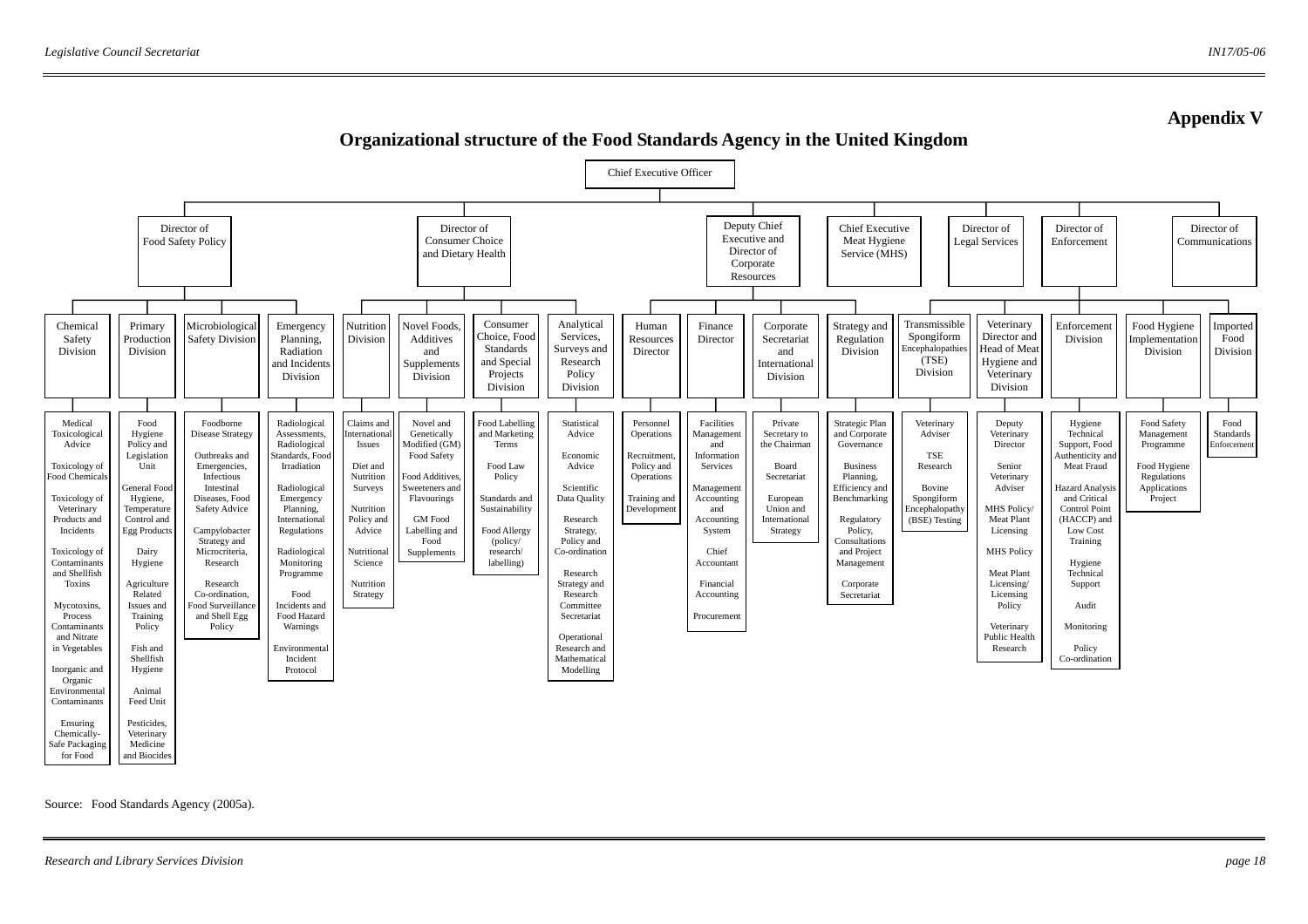**Appendix V**

## Organizational structure of the Food Standards Agency in the United Kingdom

- **Chief Executive Officer**
  - **Director of Food Safety Policy**
    - Chemical Safety Division
      - Medical Toxicological Advice
      - Toxicology of Food Chemicals
      - Toxicology of Veterinary Products and Incidents
      - Toxicology of Contaminants and Shellfish Toxins
      - Mycotoxins, Process Contaminants and Nitrate in Vegetables
      - Inorganic and Organic Environmental Contaminants
      - Ensuring Chemically-Safe Packaging for Food
    - Primary Production Division
      - Food Hygiene Policy and Legislation Unit
      - General Food Hygiene, Temperature Control and Egg Products
      - Dairy Hygiene
      - Agriculture Related Issues and Training Policy
      - Fish and Shellfish Hygiene
      - Animal Feed Unit
      - Pesticides, Veterinary Medicine and Biocides
    - Microbiological Safety Division
      - Foodborne Disease Strategy
      - Outbreaks and Emergencies, Infectious Intestinal Diseases, Food Safety Advice
      - Campylobacter Strategy and Microcriteria, Research
      - Research Co-ordination, Food Surveillance and Shell Egg Policy
    - Emergency Planning, Radiation and Incidents Division
      - Radiological Assessments, Radiological Standards, Food Irradiation
      - Radiological Emergency Planning, International Regulations
      - Radiological Monitoring Programme
      - Food Incidents and Food Hazard Warnings
      - Environmental Incident Protocol
  - **Director of Consumer Choice and Dietary Health**
    - Nutrition Division
      - Claims and International Issues
      - Diet and Nutrition Surveys
      - Nutrition Policy and Advice
      - Nutritional Science
      - Nutrition Strategy
    - Novel Foods, Additives and Supplements Division
      - Novel and Genetically Modified (GM) Food Safety
      - Food Additives, Sweeteners and Flavourings
      - GM Food Labelling and Food Supplements
    - Consumer Choice, Food Standards and Special Projects Division
      - Food Labelling and Marketing Terms
      - Food Law Policy
      - Standards and Sustainability
      - Food Allergy (policy/ research/ labelling)
    - Analytical Services, Surveys and Research Policy Division
      - Statistical Advice
      - Economic Advice
      - Scientific Data Quality
      - Research Strategy, Policy and Co-ordination
      - Research Strategy and Research Committee Secretariat
      - Operational Research and Mathematical Modelling
  - **Deputy Chief Executive and Director of Corporate Resources**
    - Human Resources Director
      - Personnel Operations
      - Recruitment, Policy and Operations
      - Training and Development
    - Finance Director
      - Facilities Management and Information Services
      - Management Accounting and Accounting System
      - Chief Accountant
      - Financial Accounting
      - Procurement
    - Corporate Secretariat and International Division
      - Private Secretary to the Chairman
      - Board Secretariat
      - European Union and International Strategy
  - **Chief Executive Meat Hygiene Service (MHS)**
    - Strategy and Regulation Division
      - Strategic Plan and Corporate Governance
      - Business Planning, Efficiency and Benchmarking
      - Regulatory Policy, Consultations and Project Management
      - Corporate Secretariat
  - **Director of Legal Services**
    - Transmissible Spongiform Encephalopathies (TSE) Division
      - Veterinary Adviser
      - TSE Research
      - Bovine Spongiform Encephalopathy (BSE) Testing
    - Veterinary Director and Head of Meat Hygiene and Veterinary Division
      - Deputy Veterinary Director
      - Senior Veterinary Adviser
      - MHS Policy/ Meat Plant Licensing
      - MHS Policy
      - Meat Plant Licensing/ Licensing Policy
      - Veterinary Public Health Research
  - **Director of Enforcement**
    - Enforcement Division
      - Hygiene Technical Support, Food Authenticity and Meat Fraud
      - Hazard Analysis and Critical Control Point (HACCP) and Low Cost Training
      - Hygiene Technical Support
      - Audit
      - Monitoring
      - Policy Co-ordination
    - Food Hygiene Implementation Division
      - Food Safety Management Programme
      - Food Hygiene Regulations Applications Project
  - **Director of Communications**
    - Imported Food Division
      - Food Standards Enforcement

Source: Food Standards Agency (2005a).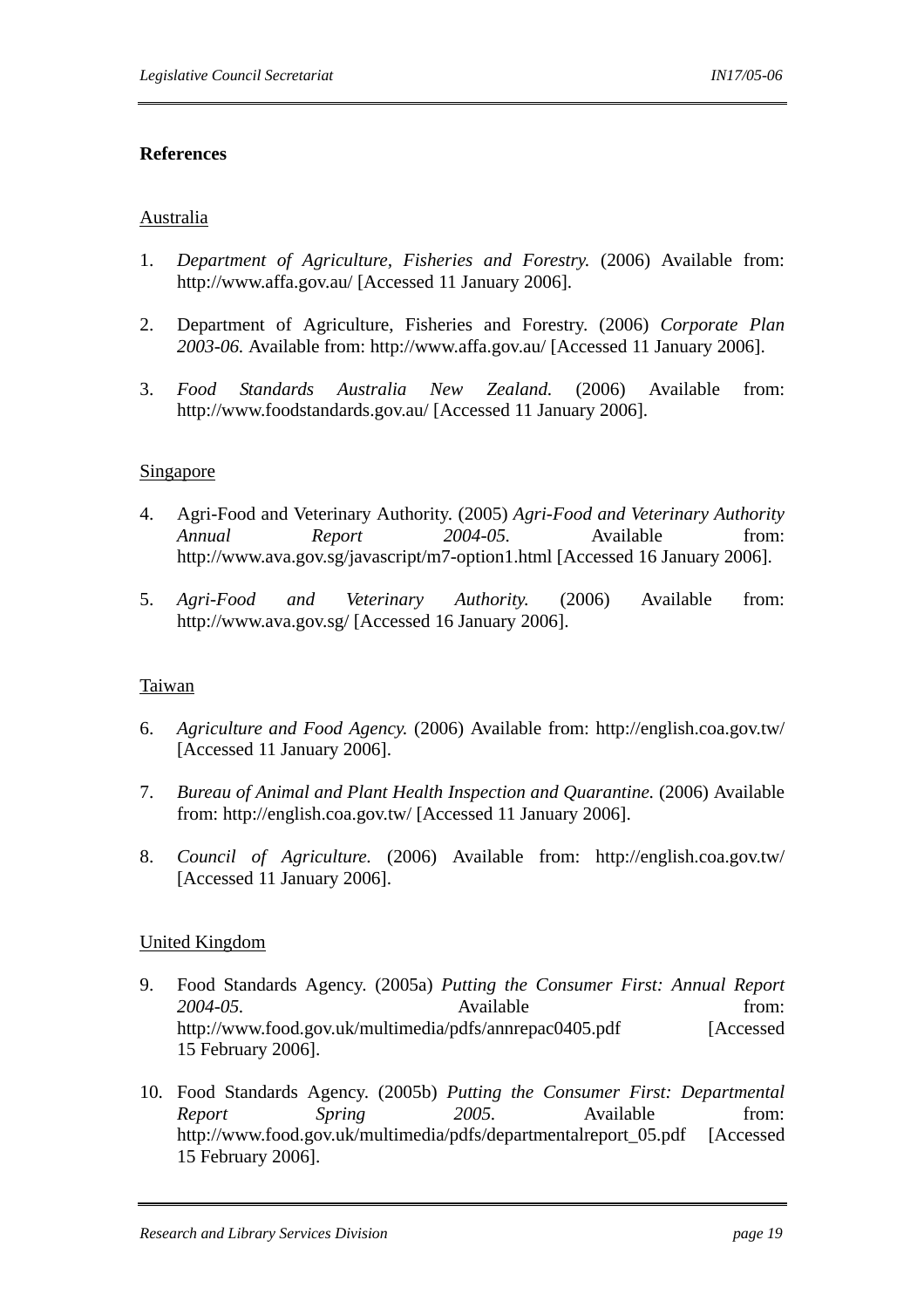**References**

Australia

1. *Department of Agriculture, Fisheries and Forestry.* (2006) Available from: http://www.affa.gov.au/ [Accessed 11 January 2006].

2. Department of Agriculture, Fisheries and Forestry. (2006) *Corporate Plan 2003-06.* Available from: http://www.affa.gov.au/ [Accessed 11 January 2006].

3. *Food Standards Australia New Zealand.* (2006) Available from: http://www.foodstandards.gov.au/ [Accessed 11 January 2006].

Singapore

4. Agri-Food and Veterinary Authority. (2005) *Agri-Food and Veterinary Authority Annual Report 2004-05.* Available from: http://www.ava.gov.sg/javascript/m7-option1.html [Accessed 16 January 2006].

5. *Agri-Food and Veterinary Authority.* (2006) Available from: http://www.ava.gov.sg/ [Accessed 16 January 2006].

Taiwan

6. *Agriculture and Food Agency.* (2006) Available from: http://english.coa.gov.tw/ [Accessed 11 January 2006].

7. *Bureau of Animal and Plant Health Inspection and Quarantine.* (2006) Available from: http://english.coa.gov.tw/ [Accessed 11 January 2006].

8. *Council of Agriculture.* (2006) Available from: http://english.coa.gov.tw/ [Accessed 11 January 2006].

United Kingdom

9. Food Standards Agency. (2005a) *Putting the Consumer First: Annual Report 2004-05.* Available from: http://www.food.gov.uk/multimedia/pdfs/annrepac0405.pdf [Accessed 15 February 2006].

10. Food Standards Agency. (2005b) *Putting the Consumer First: Departmental Report Spring 2005.* Available from: http://www.food.gov.uk/multimedia/pdfs/departmentalreport_05.pdf [Accessed 15 February 2006].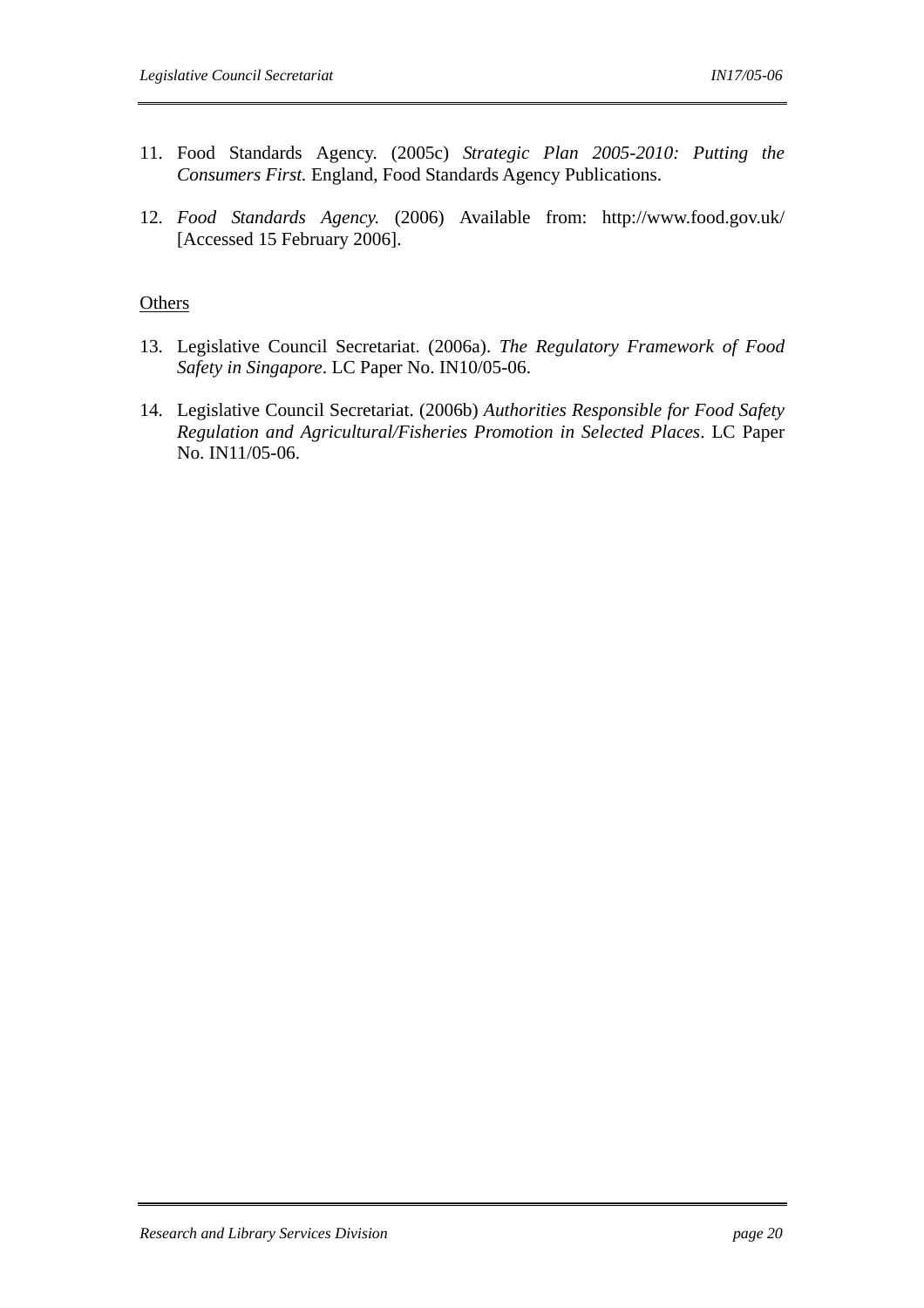11. Food Standards Agency. (2005c) *Strategic Plan 2005-2010: Putting the Consumers First.* England, Food Standards Agency Publications.

12. *Food Standards Agency.* (2006) Available from: http://www.food.gov.uk/ [Accessed 15 February 2006].

<u>Others</u>

13. Legislative Council Secretariat. (2006a). *The Regulatory Framework of Food Safety in Singapore*. LC Paper No. IN10/05-06.

14. Legislative Council Secretariat. (2006b) *Authorities Responsible for Food Safety Regulation and Agricultural/Fisheries Promotion in Selected Places*. LC Paper No. IN11/05-06.